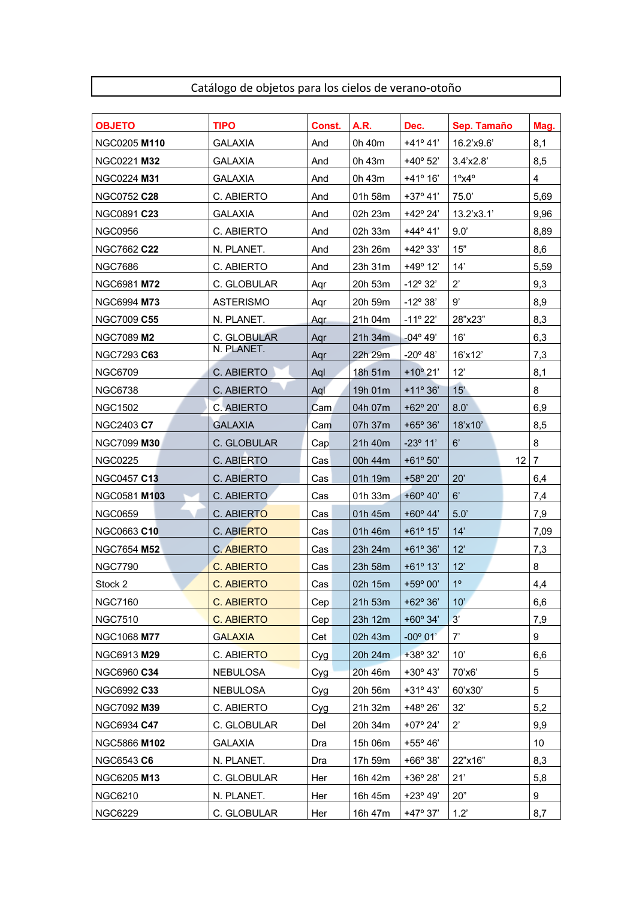# Catálogo de objetos para los cielos de verano-otoño

| OBJETO | TIPO | Const. | A.R. | Dec. | Sep. Tamaño | Mag. |
|---|---|---|---|---|---|---|
| NGC0205 **M110** | GALAXIA | And | 0h 40m | +41º 41' | 16.2'x9.6' | 8,1 |
| NGC0221 **M32** | GALAXIA | And | 0h 43m | +40º 52' | 3.4'x2.8' | 8,5 |
| NGC0224 **M31** | GALAXIA | And | 0h 43m | +41º 16' | 1ºx4º | 4 |
| NGC0752 **C28** | C. ABIERTO | And | 01h 58m | +37º 41' | 75.0' | 5,69 |
| NGC0891 **C23** | GALAXIA | And | 02h 23m | +42º 24' | 13.2'x3.1' | 9,96 |
| NGC0956 | C. ABIERTO | And | 02h 33m | +44º 41' | 9.0' | 8,89 |
| NGC7662 **C22** | N. PLANET. | And | 23h 26m | +42º 33' | 15" | 8,6 |
| NGC7686 | C. ABIERTO | And | 23h 31m | +49º 12' | 14' | 5,59 |
| NGC6981 **M72** | C. GLOBULAR | Aqr | 20h 53m | -12º 32' | 2' | 9,3 |
| NGC6994 **M73** | ASTERISMO | Aqr | 20h 59m | -12º 38' | 9' | 8,9 |
| NGC7009 **C55** | N. PLANET. | Aqr | 21h 04m | -11º 22' | 28"x23" | 8,3 |
| NGC7089 **M2** | C. GLOBULAR | Aqr | 21h 34m | -04º 49' | 16' | 6,3 |
| NGC7293 **C63** | N. PLANET. | Aqr | 22h 29m | -20º 48' | 16'x12' | 7,3 |
| NGC6709 | C. ABIERTO | Aql | 18h 51m | +10º 21' | 12' | 8,1 |
| NGC6738 | C. ABIERTO | Aql | 19h 01m | +11º 36' | 15' | 8 |
| NGC1502 | C. ABIERTO | Cam | 04h 07m | +62º 20' | 8.0' | 6,9 |
| NGC2403 **C7** | GALAXIA | Cam | 07h 37m | +65º 36' | 18'x10' | 8,5 |
| NGC7099 **M30** | C. GLOBULAR | Cap | 21h 40m | -23º 11' | 6' | 8 |
| NGC0225 | C. ABIERTO | Cas | 00h 44m | +61º 50' | 12 | 7 |
| NGC0457 **C13** | C. ABIERTO | Cas | 01h 19m | +58º 20' | 20' | 6,4 |
| NGC0581 **M103** | C. ABIERTO | Cas | 01h 33m | +60º 40' | 6' | 7,4 |
| NGC0659 | C. ABIERTO | Cas | 01h 45m | +60º 44' | 5.0' | 7,9 |
| NGC0663 **C10** | C. ABIERTO | Cas | 01h 46m | +61º 15' | 14' | 7,09 |
| NGC7654 **M52** | C. ABIERTO | Cas | 23h 24m | +61º 36' | 12' | 7,3 |
| NGC7790 | C. ABIERTO | Cas | 23h 58m | +61º 13' | 12' | 8 |
| Stock 2 | C. ABIERTO | Cas | 02h 15m | +59º 00' | 1º | 4,4 |
| NGC7160 | C. ABIERTO | Cep | 21h 53m | +62º 36' | 10' | 6,6 |
| NGC7510 | C. ABIERTO | Cep | 23h 12m | +60º 34' | 3' | 7,9 |
| NGC1068 **M77** | GALAXIA | Cet | 02h 43m | -00º 01' | 7' | 9 |
| NGC6913 **M29** | C. ABIERTO | Cyg | 20h 24m | +38º 32' | 10' | 6,6 |
| NGC6960 **C34** | NEBULOSA | Cyg | 20h 46m | +30º 43' | 70'x6' | 5 |
| NGC6992 **C33** | NEBULOSA | Cyg | 20h 56m | +31º 43' | 60'x30' | 5 |
| NGC7092 **M39** | C. ABIERTO | Cyg | 21h 32m | +48º 26' | 32' | 5,2 |
| NGC6934 **C47** | C. GLOBULAR | Del | 20h 34m | +07º 24' | 2' | 9,9 |
| NGC5866 **M102** | GALAXIA | Dra | 15h 06m | +55º 46' | | 10 |
| NGC6543 **C6** | N. PLANET. | Dra | 17h 59m | +66º 38' | 22"x16" | 8,3 |
| NGC6205 **M13** | C. GLOBULAR | Her | 16h 42m | +36º 28' | 21' | 5,8 |
| NGC6210 | N. PLANET. | Her | 16h 45m | +23º 49' | 20" | 9 |
| NGC6229 | C. GLOBULAR | Her | 16h 47m | +47º 37' | 1.2' | 8,7 |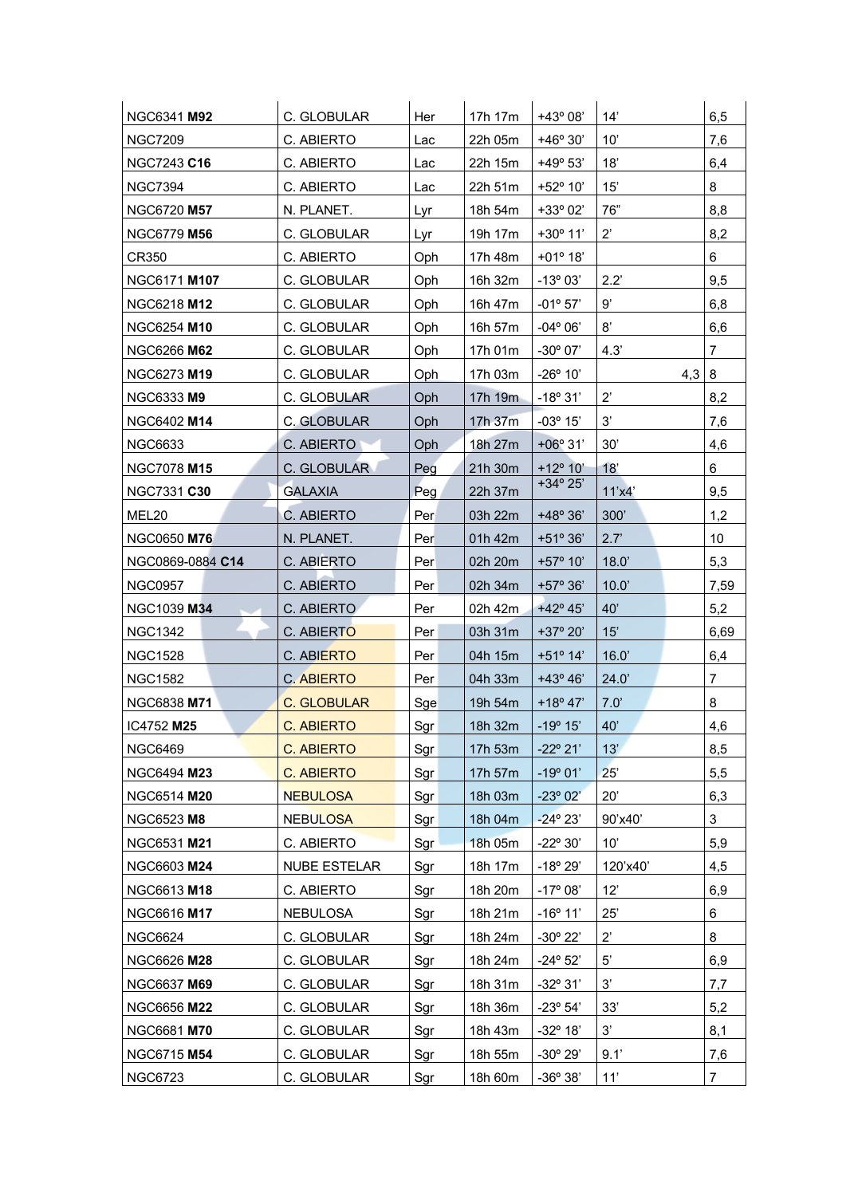| NGC6341 **M92** | C. GLOBULAR | Her | 17h 17m | +43º 08' | 14' | 6,5 |
|---|---|---|---|---|---|---|
| NGC7209 | C. ABIERTO | Lac | 22h 05m | +46º 30' | 10' | 7,6 |
| NGC7243 **C16** | C. ABIERTO | Lac | 22h 15m | +49º 53' | 18' | 6,4 |
| NGC7394 | C. ABIERTO | Lac | 22h 51m | +52º 10' | 15' | 8 |
| NGC6720 **M57** | N. PLANET. | Lyr | 18h 54m | +33º 02' | 76" | 8,8 |
| NGC6779 **M56** | C. GLOBULAR | Lyr | 19h 17m | +30º 11' | 2' | 8,2 |
| CR350 | C. ABIERTO | Oph | 17h 48m | +01º 18' | | 6 |
| NGC6171 **M107** | C. GLOBULAR | Oph | 16h 32m | -13º 03' | 2.2' | 9,5 |
| NGC6218 **M12** | C. GLOBULAR | Oph | 16h 47m | -01º 57' | 9' | 6,8 |
| NGC6254 **M10** | C. GLOBULAR | Oph | 16h 57m | -04º 06' | 8' | 6,6 |
| NGC6266 **M62** | C. GLOBULAR | Oph | 17h 01m | -30º 07' | 4.3' | 7 |
| NGC6273 **M19** | C. GLOBULAR | Oph | 17h 03m | -26º 10' | 4,3 | 8 |
| NGC6333 **M9** | C. GLOBULAR | Oph | 17h 19m | -18º 31' | 2' | 8,2 |
| NGC6402 **M14** | C. GLOBULAR | Oph | 17h 37m | -03º 15' | 3' | 7,6 |
| NGC6633 | C. ABIERTO | Oph | 18h 27m | +06º 31' | 30' | 4,6 |
| NGC7078 **M15** | C. GLOBULAR | Peg | 21h 30m | +12º 10' | 18' | 6 |
| NGC7331 **C30** | GALAXIA | Peg | 22h 37m | +34º 25' | 11'x4' | 9,5 |
| MEL20 | C. ABIERTO | Per | 03h 22m | +48º 36' | 300' | 1,2 |
| NGC0650 **M76** | N. PLANET. | Per | 01h 42m | +51º 36' | 2.7' | 10 |
| NGC0869-0884 **C14** | C. ABIERTO | Per | 02h 20m | +57º 10' | 18.0' | 5,3 |
| NGC0957 | C. ABIERTO | Per | 02h 34m | +57º 36' | 10.0' | 7,59 |
| NGC1039 **M34** | C. ABIERTO | Per | 02h 42m | +42º 45' | 40' | 5,2 |
| NGC1342 | C. ABIERTO | Per | 03h 31m | +37º 20' | 15' | 6,69 |
| NGC1528 | C. ABIERTO | Per | 04h 15m | +51º 14' | 16.0' | 6,4 |
| NGC1582 | C. ABIERTO | Per | 04h 33m | +43º 46' | 24.0' | 7 |
| NGC6838 **M71** | C. GLOBULAR | Sge | 19h 54m | +18º 47' | 7.0' | 8 |
| IC4752 **M25** | C. ABIERTO | Sgr | 18h 32m | -19º 15' | 40' | 4,6 |
| NGC6469 | C. ABIERTO | Sgr | 17h 53m | -22º 21' | 13' | 8,5 |
| NGC6494 **M23** | C. ABIERTO | Sgr | 17h 57m | -19º 01' | 25' | 5,5 |
| NGC6514 **M20** | NEBULOSA | Sgr | 18h 03m | -23º 02' | 20' | 6,3 |
| NGC6523 **M8** | NEBULOSA | Sgr | 18h 04m | -24º 23' | 90'x40' | 3 |
| NGC6531 **M21** | C. ABIERTO | Sgr | 18h 05m | -22º 30' | 10' | 5,9 |
| NGC6603 **M24** | NUBE ESTELAR | Sgr | 18h 17m | -18º 29' | 120'x40' | 4,5 |
| NGC6613 **M18** | C. ABIERTO | Sgr | 18h 20m | -17º 08' | 12' | 6,9 |
| NGC6616 **M17** | NEBULOSA | Sgr | 18h 21m | -16º 11' | 25' | 6 |
| NGC6624 | C. GLOBULAR | Sgr | 18h 24m | -30º 22' | 2' | 8 |
| NGC6626 **M28** | C. GLOBULAR | Sgr | 18h 24m | -24º 52' | 5' | 6,9 |
| NGC6637 **M69** | C. GLOBULAR | Sgr | 18h 31m | -32º 31' | 3' | 7,7 |
| NGC6656 **M22** | C. GLOBULAR | Sgr | 18h 36m | -23º 54' | 33' | 5,2 |
| NGC6681 **M70** | C. GLOBULAR | Sgr | 18h 43m | -32º 18' | 3' | 8,1 |
| NGC6715 **M54** | C. GLOBULAR | Sgr | 18h 55m | -30º 29' | 9.1' | 7,6 |
| NGC6723 | C. GLOBULAR | Sgr | 18h 60m | -36º 38' | 11' | 7 |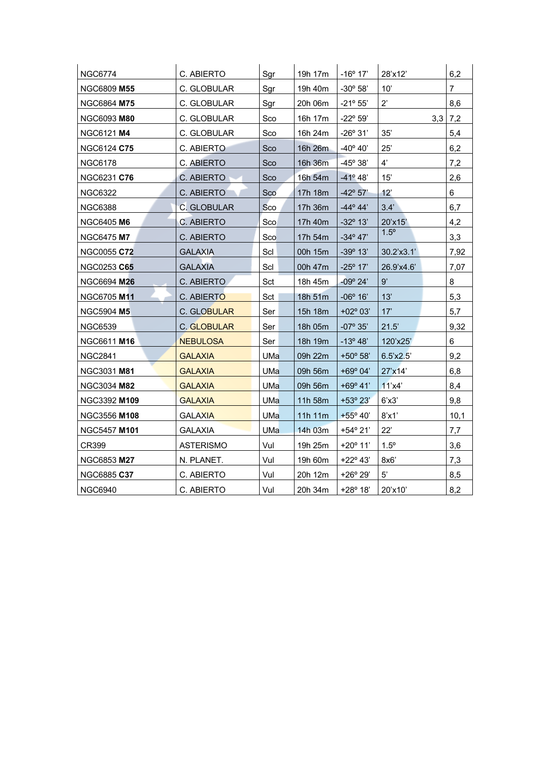| | | | | | | |
|---|---|---|---|---|---|---|
| NGC6774 | C. ABIERTO | Sgr | 19h 17m | -16º 17' | 28'x12' | 6,2 |
| NGC6809 **M55** | C. GLOBULAR | Sgr | 19h 40m | -30º 58' | 10' | 7 |
| NGC6864 **M75** | C. GLOBULAR | Sgr | 20h 06m | -21º 55' | 2' | 8,6 |
| NGC6093 **M80** | C. GLOBULAR | Sco | 16h 17m | -22º 59' | 3,3 | 7,2 |
| NGC6121 **M4** | C. GLOBULAR | Sco | 16h 24m | -26º 31' | 35' | 5,4 |
| NGC6124 **C75** | C. ABIERTO | Sco | 16h 26m | -40º 40' | 25' | 6,2 |
| NGC6178 | C. ABIERTO | Sco | 16h 36m | -45º 38' | 4' | 7,2 |
| NGC6231 **C76** | C. ABIERTO | Sco | 16h 54m | -41º 48' | 15' | 2,6 |
| NGC6322 | C. ABIERTO | Sco | 17h 18m | -42º 57' | 12' | 6 |
| NGC6388 | C. GLOBULAR | Sco | 17h 36m | -44º 44' | 3.4' | 6,7 |
| NGC6405 **M6** | C. ABIERTO | Sco | 17h 40m | -32º 13' | 20'x15' | 4,2 |
| NGC6475 **M7** | C. ABIERTO | Sco | 17h 54m | -34º 47' | 1.5º | 3,3 |
| NGC0055 **C72** | GALAXIA | Scl | 00h 15m | -39º 13' | 30.2'x3.1' | 7,92 |
| NGC0253 **C65** | GALAXIA | Scl | 00h 47m | -25º 17' | 26.9'x4.6' | 7,07 |
| NGC6694 **M26** | C. ABIERTO | Sct | 18h 45m | -09º 24' | 9' | 8 |
| NGC6705 **M11** | C. ABIERTO | Sct | 18h 51m | -06º 16' | 13' | 5,3 |
| NGC5904 **M5** | C. GLOBULAR | Ser | 15h 18m | +02º 03' | 17' | 5,7 |
| NGC6539 | C. GLOBULAR | Ser | 18h 05m | -07º 35' | 21.5' | 9,32 |
| NGC6611 **M16** | NEBULOSA | Ser | 18h 19m | -13º 48' | 120'x25' | 6 |
| NGC2841 | GALAXIA | UMa | 09h 22m | +50º 58' | 6.5'x2.5' | 9,2 |
| NGC3031 **M81** | GALAXIA | UMa | 09h 56m | +69º 04' | 27'x14' | 6,8 |
| NGC3034 **M82** | GALAXIA | UMa | 09h 56m | +69º 41' | 11'x4' | 8,4 |
| NGC3392 **M109** | GALAXIA | UMa | 11h 58m | +53º 23' | 6'x3' | 9,8 |
| NGC3556 **M108** | GALAXIA | UMa | 11h 11m | +55º 40' | 8'x1' | 10,1 |
| NGC5457 **M101** | GALAXIA | UMa | 14h 03m | +54º 21' | 22' | 7,7 |
| CR399 | ASTERISMO | Vul | 19h 25m | +20º 11' | 1.5º | 3,6 |
| NGC6853 **M27** | N. PLANET. | Vul | 19h 60m | +22º 43' | 8x6' | 7,3 |
| NGC6885 **C37** | C. ABIERTO | Vul | 20h 12m | +26º 29' | 5' | 8,5 |
| NGC6940 | C. ABIERTO | Vul | 20h 34m | +28º 18' | 20'x10' | 8,2 |